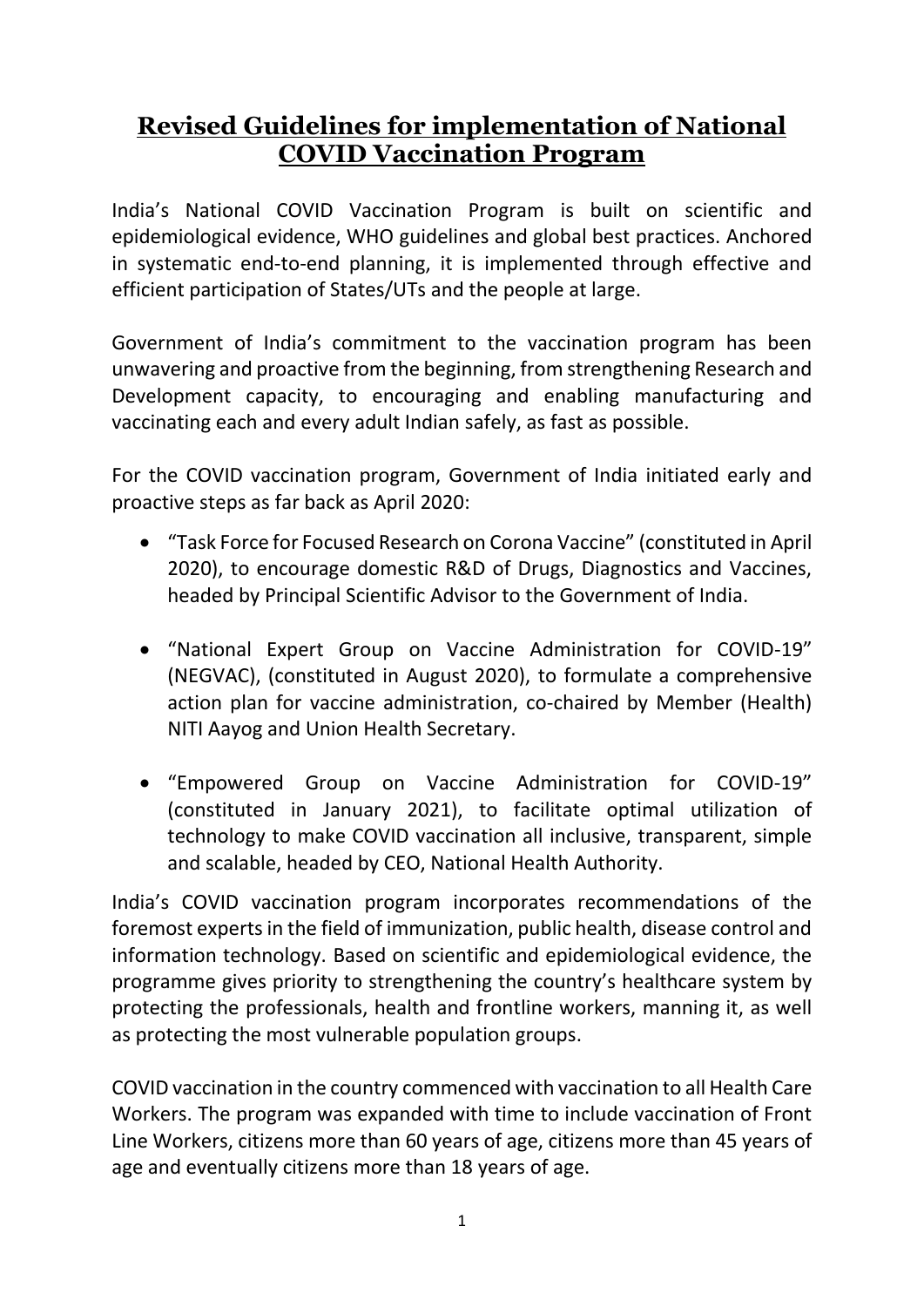# Revised Guidelines for implementation of National COVID Vaccination Program

India's National COVID Vaccination Program is built on scientific and epidemiological evidence, WHO guidelines and global best practices. Anchored in systematic end-to-end planning, it is implemented through effective and efficient participation of States/UTs and the people at large.

Government of India's commitment to the vaccination program has been unwavering and proactive from the beginning, from strengthening Research and Development capacity, to encouraging and enabling manufacturing and vaccinating each and every adult Indian safely, as fast as possible.

For the COVID vaccination program, Government of India initiated early and proactive steps as far back as April 2020:

- "Task Force for Focused Research on Corona Vaccine" (constituted in April 2020), to encourage domestic R&D of Drugs, Diagnostics and Vaccines, headed by Principal Scientific Advisor to the Government of India.
- "National Expert Group on Vaccine Administration for COVID-19" (NEGVAC), (constituted in August 2020), to formulate a comprehensive action plan for vaccine administration, co-chaired by Member (Health) NITI Aayog and Union Health Secretary.
- "Empowered Group on Vaccine Administration for COVID-19" (constituted in January 2021), to facilitate optimal utilization of technology to make COVID vaccination all inclusive, transparent, simple and scalable, headed by CEO, National Health Authority.

India's COVID vaccination program incorporates recommendations of the foremost experts in the field of immunization, public health, disease control and information technology. Based on scientific and epidemiological evidence, the programme gives priority to strengthening the country's healthcare system by protecting the professionals, health and frontline workers, manning it, as well as protecting the most vulnerable population groups.

COVID vaccination in the country commenced with vaccination to all Health Care Workers. The program was expanded with time to include vaccination of Front Line Workers, citizens more than 60 years of age, citizens more than 45 years of age and eventually citizens more than 18 years of age.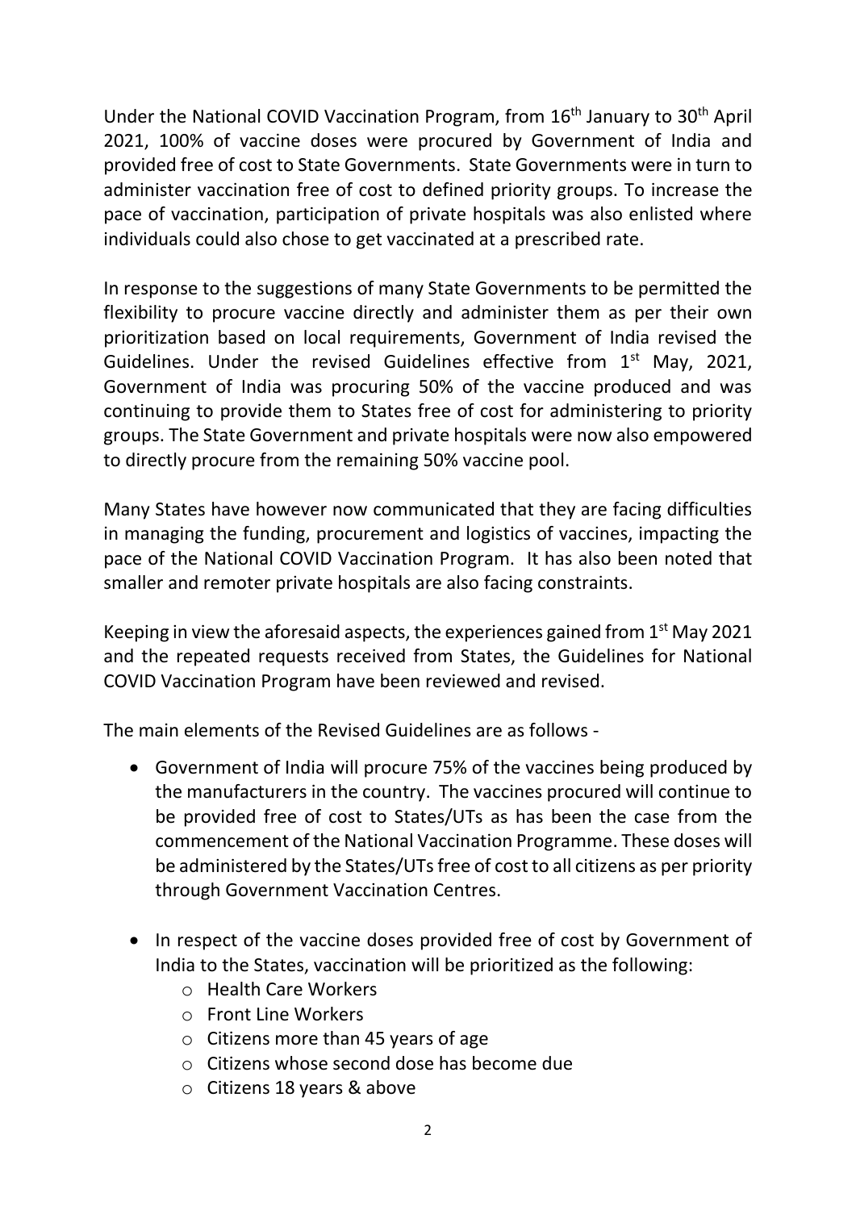Under the National COVID Vaccination Program, from 16th January to 30th April 2021, 100% of vaccine doses were procured by Government of India and provided free of cost to State Governments. State Governments were in turn to administer vaccination free of cost to defined priority groups. To increase the pace of vaccination, participation of private hospitals was also enlisted where individuals could also chose to get vaccinated at a prescribed rate.

In response to the suggestions of many State Governments to be permitted the flexibility to procure vaccine directly and administer them as per their own prioritization based on local requirements, Government of India revised the Guidelines. Under the revised Guidelines effective from 1st May, 2021, Government of India was procuring 50% of the vaccine produced and was continuing to provide them to States free of cost for administering to priority groups. The State Government and private hospitals were now also empowered to directly procure from the remaining 50% vaccine pool.

Many States have however now communicated that they are facing difficulties in managing the funding, procurement and logistics of vaccines, impacting the pace of the National COVID Vaccination Program. It has also been noted that smaller and remoter private hospitals are also facing constraints.

Keeping in view the aforesaid aspects, the experiences gained from 1st May 2021 and the repeated requests received from States, the Guidelines for National COVID Vaccination Program have been reviewed and revised.

The main elements of the Revised Guidelines are as follows -

- Government of India will procure 75% of the vaccines being produced by the manufacturers in the country. The vaccines procured will continue to be provided free of cost to States/UTs as has been the case from the commencement of the National Vaccination Programme. These doses will be administered by the States/UTs free of cost to all citizens as per priority through Government Vaccination Centres.

- In respect of the vaccine doses provided free of cost by Government of India to the States, vaccination will be prioritized as the following:
  - Health Care Workers
  - Front Line Workers
  - Citizens more than 45 years of age
  - Citizens whose second dose has become due
  - Citizens 18 years & above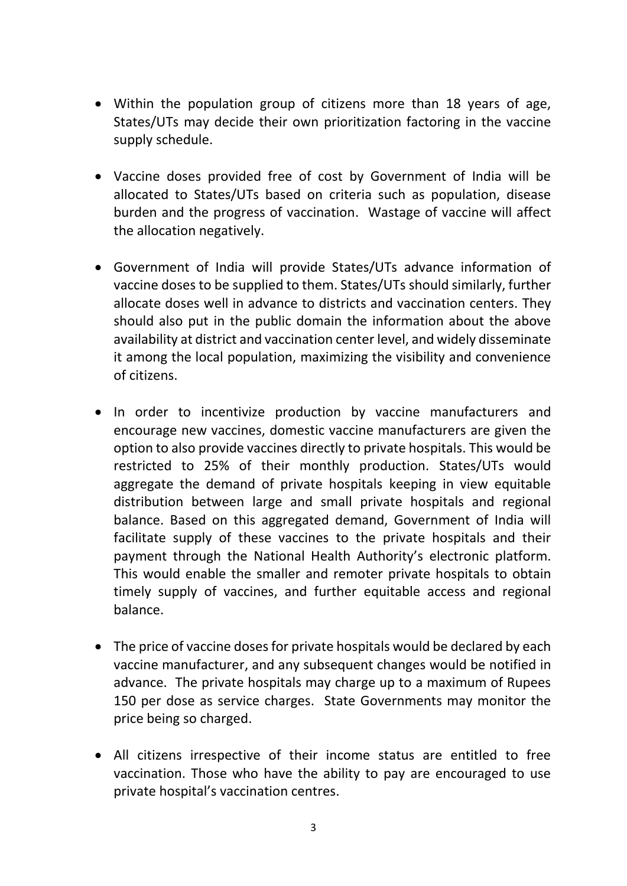- Within the population group of citizens more than 18 years of age, States/UTs may decide their own prioritization factoring in the vaccine supply schedule.

- Vaccine doses provided free of cost by Government of India will be allocated to States/UTs based on criteria such as population, disease burden and the progress of vaccination. Wastage of vaccine will affect the allocation negatively.

- Government of India will provide States/UTs advance information of vaccine doses to be supplied to them. States/UTs should similarly, further allocate doses well in advance to districts and vaccination centers. They should also put in the public domain the information about the above availability at district and vaccination center level, and widely disseminate it among the local population, maximizing the visibility and convenience of citizens.

- In order to incentivize production by vaccine manufacturers and encourage new vaccines, domestic vaccine manufacturers are given the option to also provide vaccines directly to private hospitals. This would be restricted to 25% of their monthly production. States/UTs would aggregate the demand of private hospitals keeping in view equitable distribution between large and small private hospitals and regional balance. Based on this aggregated demand, Government of India will facilitate supply of these vaccines to the private hospitals and their payment through the National Health Authority's electronic platform. This would enable the smaller and remoter private hospitals to obtain timely supply of vaccines, and further equitable access and regional balance.

- The price of vaccine doses for private hospitals would be declared by each vaccine manufacturer, and any subsequent changes would be notified in advance. The private hospitals may charge up to a maximum of Rupees 150 per dose as service charges. State Governments may monitor the price being so charged.

- All citizens irrespective of their income status are entitled to free vaccination. Those who have the ability to pay are encouraged to use private hospital's vaccination centres.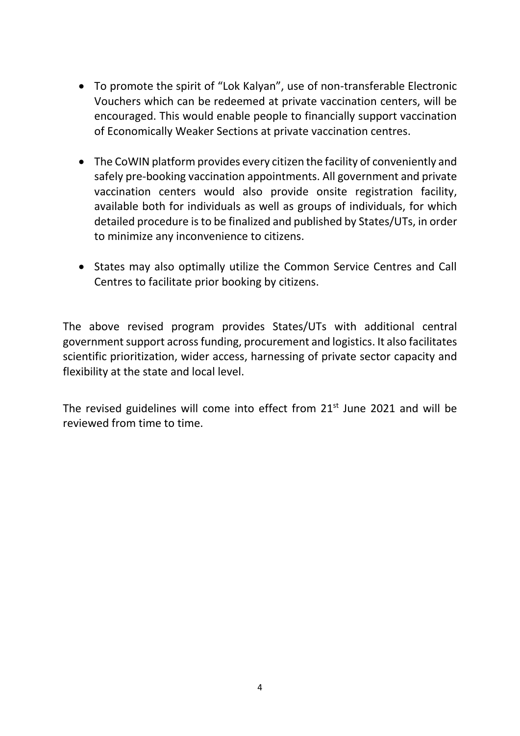- To promote the spirit of "Lok Kalyan", use of non-transferable Electronic Vouchers which can be redeemed at private vaccination centers, will be encouraged. This would enable people to financially support vaccination of Economically Weaker Sections at private vaccination centres.

- The CoWIN platform provides every citizen the facility of conveniently and safely pre-booking vaccination appointments. All government and private vaccination centers would also provide onsite registration facility, available both for individuals as well as groups of individuals, for which detailed procedure is to be finalized and published by States/UTs, in order to minimize any inconvenience to citizens.

- States may also optimally utilize the Common Service Centres and Call Centres to facilitate prior booking by citizens.

The above revised program provides States/UTs with additional central government support across funding, procurement and logistics. It also facilitates scientific prioritization, wider access, harnessing of private sector capacity and flexibility at the state and local level.

The revised guidelines will come into effect from 21st June 2021 and will be reviewed from time to time.